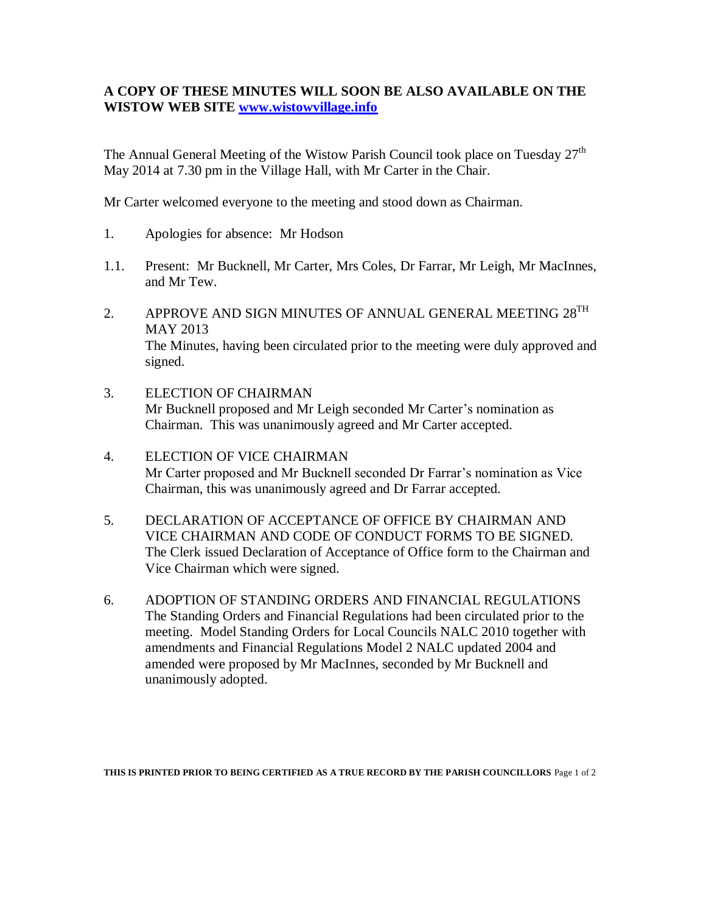**A COPY OF THESE MINUTES WILL SOON BE ALSO AVAILABLE ON THE WISTOW WEB SITE [www.wistowvillage.info](http://www.wistowvillage.info)**

The Annual General Meeting of the Wistow Parish Council took place on Tuesday 27th May 2014 at 7.30 pm in the Village Hall, with Mr Carter in the Chair.

Mr Carter welcomed everyone to the meeting and stood down as Chairman.

1. Apologies for absence: Mr Hodson

1.1. Present: Mr Bucknell, Mr Carter, Mrs Coles, Dr Farrar, Mr Leigh, Mr MacInnes, and Mr Tew.

2. APPROVE AND SIGN MINUTES OF ANNUAL GENERAL MEETING 28TH MAY 2013
   The Minutes, having been circulated prior to the meeting were duly approved and signed.

3. ELECTION OF CHAIRMAN
   Mr Bucknell proposed and Mr Leigh seconded Mr Carter's nomination as Chairman. This was unanimously agreed and Mr Carter accepted.

4. ELECTION OF VICE CHAIRMAN
   Mr Carter proposed and Mr Bucknell seconded Dr Farrar's nomination as Vice Chairman, this was unanimously agreed and Dr Farrar accepted.

5. DECLARATION OF ACCEPTANCE OF OFFICE BY CHAIRMAN AND VICE CHAIRMAN AND CODE OF CONDUCT FORMS TO BE SIGNED.
   The Clerk issued Declaration of Acceptance of Office form to the Chairman and Vice Chairman which were signed.

6. ADOPTION OF STANDING ORDERS AND FINANCIAL REGULATIONS
   The Standing Orders and Financial Regulations had been circulated prior to the meeting. Model Standing Orders for Local Councils NALC 2010 together with amendments and Financial Regulations Model 2 NALC updated 2004 and amended were proposed by Mr MacInnes, seconded by Mr Bucknell and unanimously adopted.

**THIS IS PRINTED PRIOR TO BEING CERTIFIED AS A TRUE RECORD BY THE PARISH COUNCILLORS**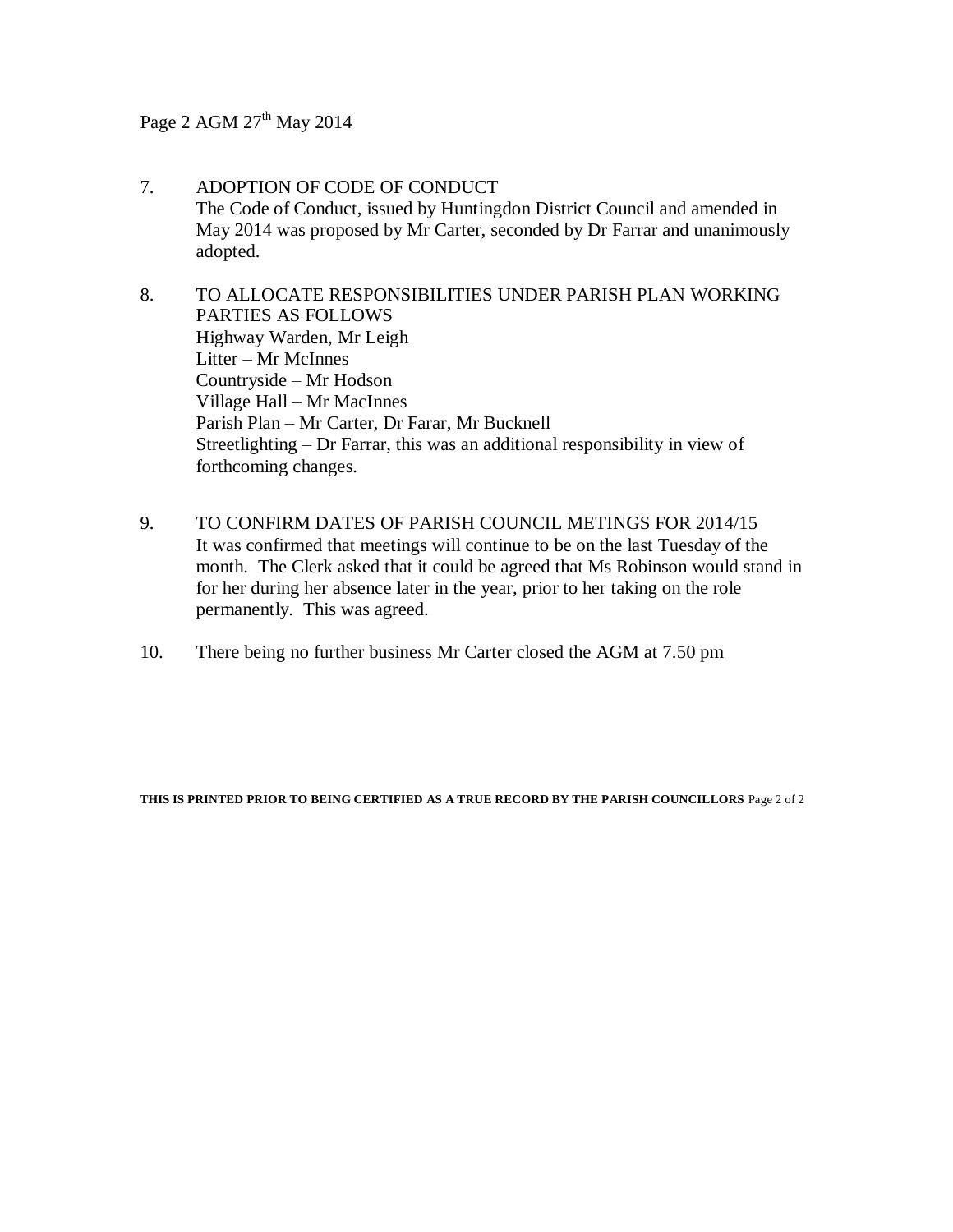7. ADOPTION OF CODE OF CONDUCT
   The Code of Conduct, issued by Huntingdon District Council and amended in May 2014 was proposed by Mr Carter, seconded by Dr Farrar and unanimously adopted.

8. TO ALLOCATE RESPONSIBILITIES UNDER PARISH PLAN WORKING PARTIES AS FOLLOWS
   Highway Warden, Mr Leigh
   Litter – Mr McInnes
   Countryside – Mr Hodson
   Village Hall – Mr MacInnes
   Parish Plan – Mr Carter, Dr Farar, Mr Bucknell
   Streetlighting – Dr Farrar, this was an additional responsibility in view of forthcoming changes.

9. TO CONFIRM DATES OF PARISH COUNCIL METINGS FOR 2014/15
   It was confirmed that meetings will continue to be on the last Tuesday of the month. The Clerk asked that it could be agreed that Ms Robinson would stand in for her during her absence later in the year, prior to her taking on the role permanently. This was agreed.

10. There being no further business Mr Carter closed the AGM at 7.50 pm

**THIS IS PRINTED PRIOR TO BEING CERTIFIED AS A TRUE RECORD BY THE PARISH COUNCILLORS**